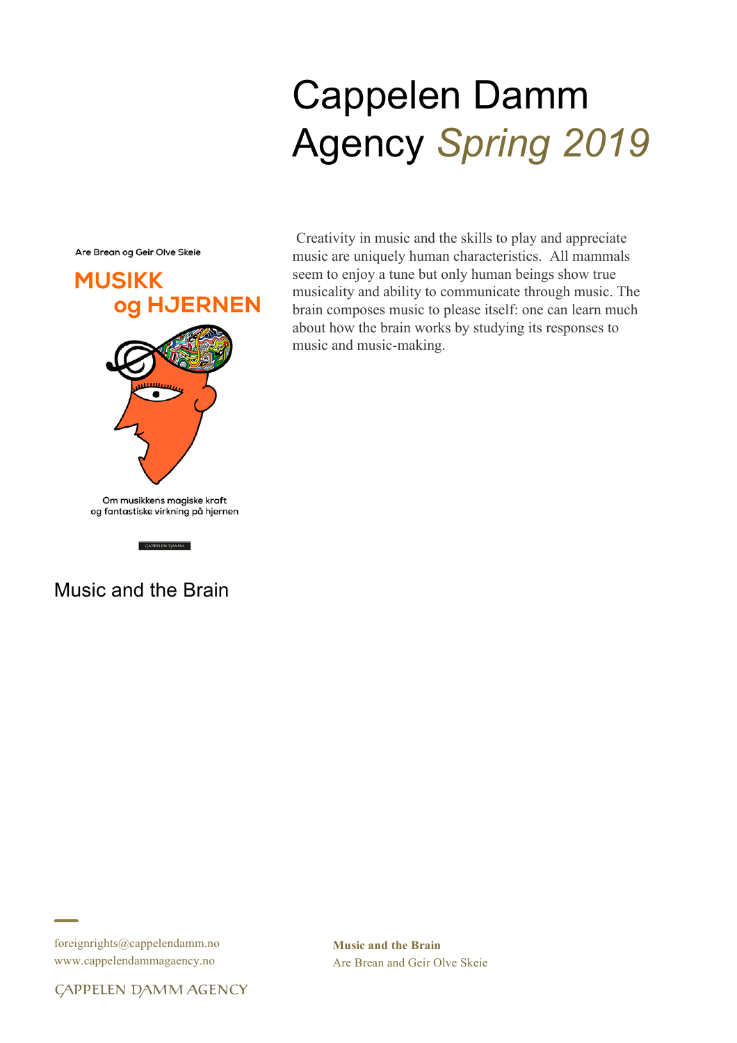# Cappelen Damm Agency *Spring 2019*

Are Brean og Geir Olve Skeie

MUSIKK og HJERNEN

Om musikkens magiske kraft og fantastiske virkning på hjernen

## Music and the Brain

Creativity in music and the skills to play and appreciate music are uniquely human characteristics. All mammals seem to enjoy a tune but only human beings show true musicality and ability to communicate through music. The brain composes music to please itself: one can learn much about how the brain works by studying its responses to music and music-making.

foreignrights@cappelendamm.no
www.cappelendammagency.no

CAPPELEN DAMM AGENCY

**Music and the Brain**
Are Brean and Geir Olve Skeie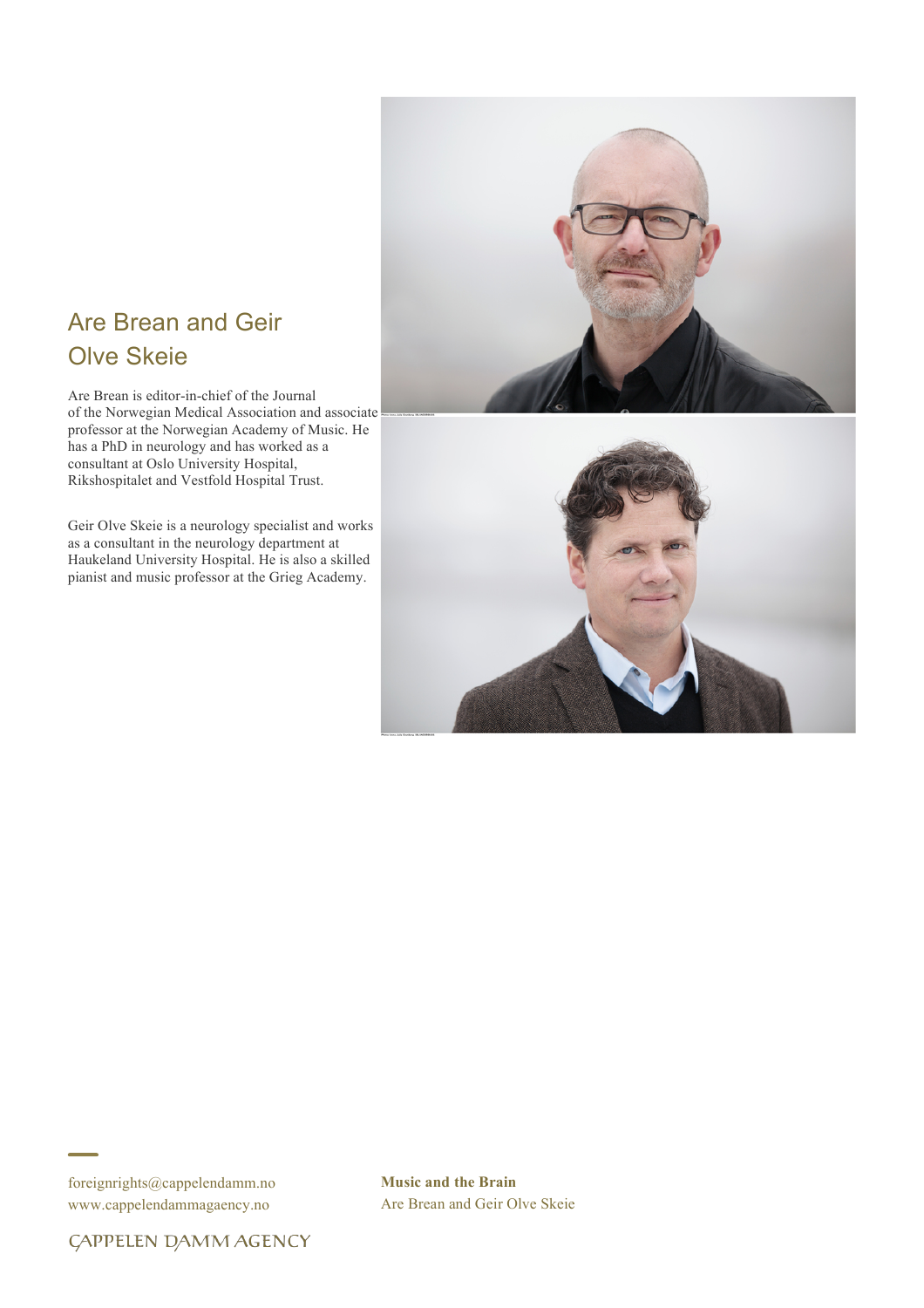## Are Brean and Geir Olve Skeie

Are Brean is editor-in-chief of the Journal of the Norwegian Medical Association and associate professor at the Norwegian Academy of Music. He has a PhD in neurology and has worked as a consultant at Oslo University Hospital, Rikshospitalet and Vestfold Hospital Trust.

Geir Olve Skeie is a neurology specialist and works as a consultant in the neurology department at Haukeland University Hospital. He is also a skilled pianist and music professor at the Grieg Academy.

foreignrights@cappelendamm.no
www.cappelendammagaency.no

**Music and the Brain**
Are Brean and Geir Olve Skeie

CAPPELEN DAMM AGENCY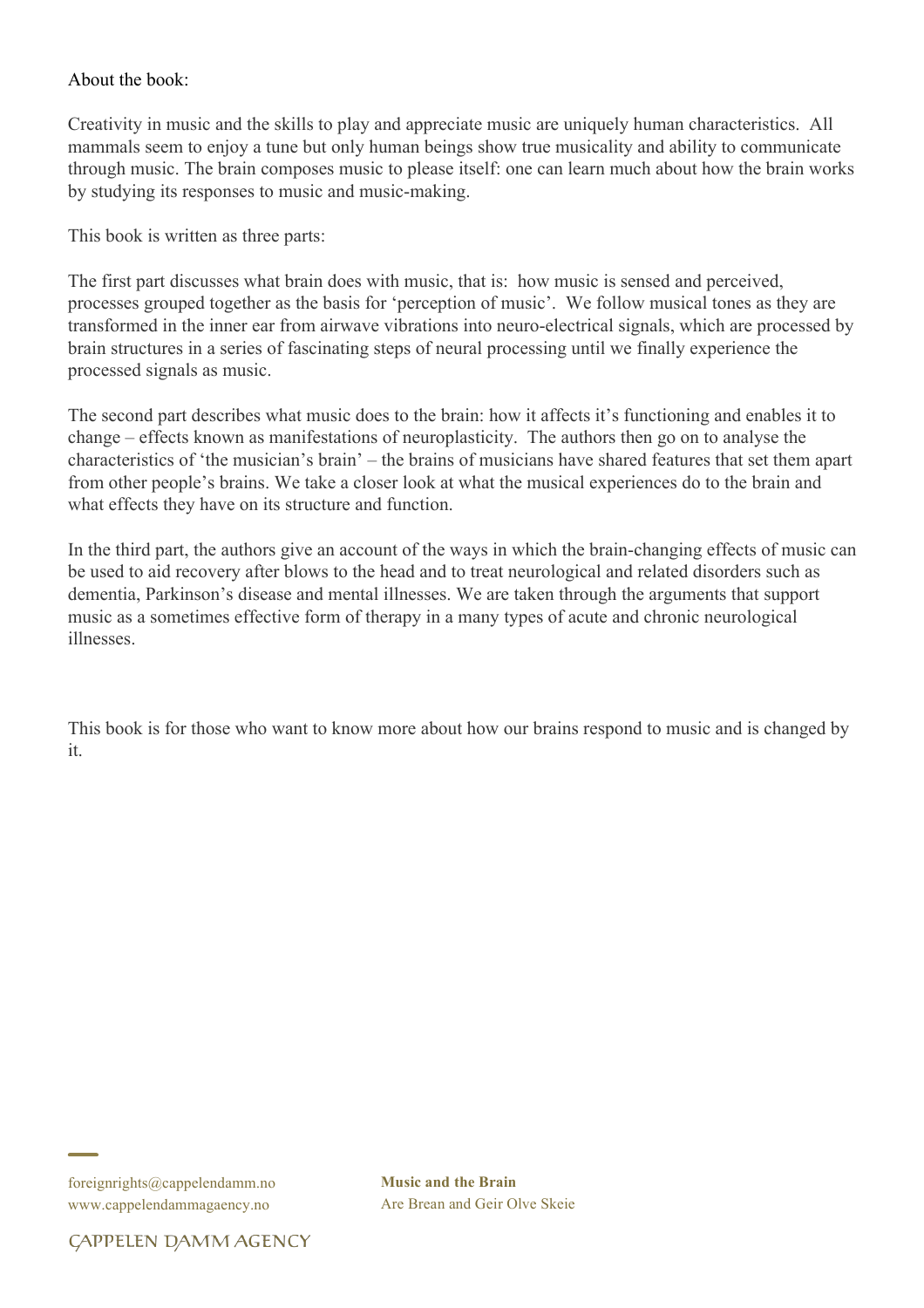About the book:

Creativity in music and the skills to play and appreciate music are uniquely human characteristics. All mammals seem to enjoy a tune but only human beings show true musicality and ability to communicate through music. The brain composes music to please itself: one can learn much about how the brain works by studying its responses to music and music-making.

This book is written as three parts:

The first part discusses what brain does with music, that is: how music is sensed and perceived, processes grouped together as the basis for 'perception of music'. We follow musical tones as they are transformed in the inner ear from airwave vibrations into neuro-electrical signals, which are processed by brain structures in a series of fascinating steps of neural processing until we finally experience the processed signals as music.

The second part describes what music does to the brain: how it affects it's functioning and enables it to change – effects known as manifestations of neuroplasticity. The authors then go on to analyse the characteristics of 'the musician's brain' – the brains of musicians have shared features that set them apart from other people's brains. We take a closer look at what the musical experiences do to the brain and what effects they have on its structure and function.

In the third part, the authors give an account of the ways in which the brain-changing effects of music can be used to aid recovery after blows to the head and to treat neurological and related disorders such as dementia, Parkinson's disease and mental illnesses. We are taken through the arguments that support music as a sometimes effective form of therapy in a many types of acute and chronic neurological illnesses.

This book is for those who want to know more about how our brains respond to music and is changed by it.

foreignrights@cappelendamm.no
www.cappelendammagaency.no

**Music and the Brain**
Are Brean and Geir Olve Skeie

CAPPELEN DAMM AGENCY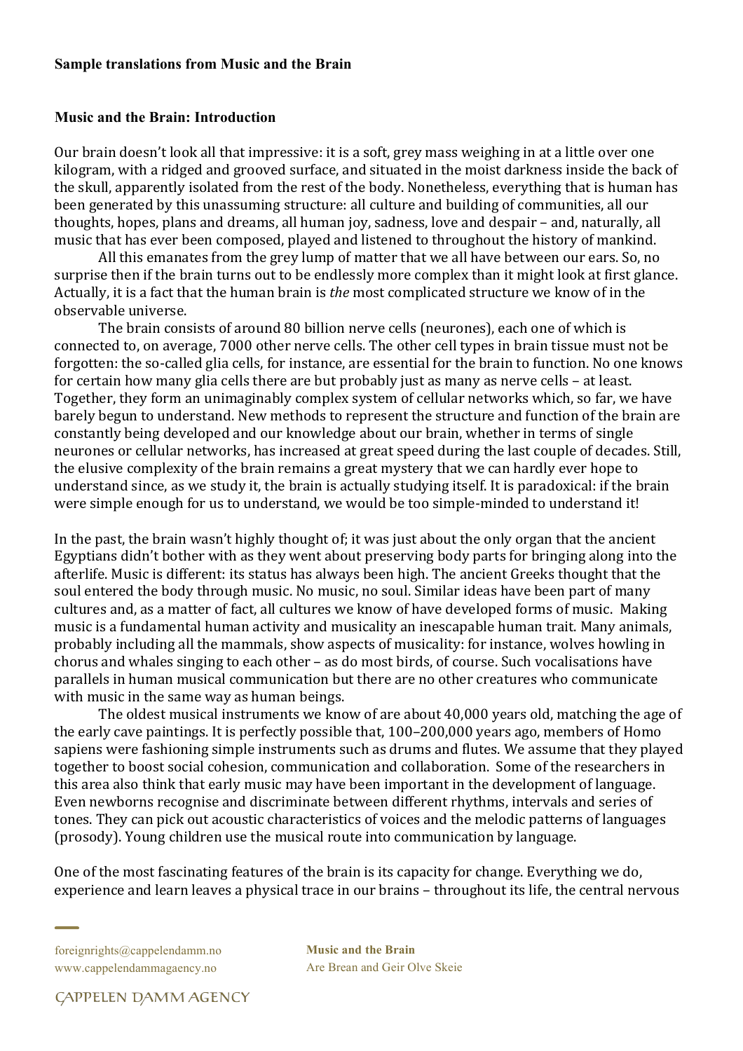**Sample translations from Music and the Brain**

**Music and the Brain: Introduction**

Our brain doesn't look all that impressive: it is a soft, grey mass weighing in at a little over one kilogram, with a ridged and grooved surface, and situated in the moist darkness inside the back of the skull, apparently isolated from the rest of the body. Nonetheless, everything that is human has been generated by this unassuming structure: all culture and building of communities, all our thoughts, hopes, plans and dreams, all human joy, sadness, love and despair – and, naturally, all music that has ever been composed, played and listened to throughout the history of mankind.

All this emanates from the grey lump of matter that we all have between our ears. So, no surprise then if the brain turns out to be endlessly more complex than it might look at first glance. Actually, it is a fact that the human brain is *the* most complicated structure we know of in the observable universe.

The brain consists of around 80 billion nerve cells (neurones), each one of which is connected to, on average, 7000 other nerve cells. The other cell types in brain tissue must not be forgotten: the so-called glia cells, for instance, are essential for the brain to function. No one knows for certain how many glia cells there are but probably just as many as nerve cells – at least. Together, they form an unimaginably complex system of cellular networks which, so far, we have barely begun to understand. New methods to represent the structure and function of the brain are constantly being developed and our knowledge about our brain, whether in terms of single neurones or cellular networks, has increased at great speed during the last couple of decades. Still, the elusive complexity of the brain remains a great mystery that we can hardly ever hope to understand since, as we study it, the brain is actually studying itself. It is paradoxical: if the brain were simple enough for us to understand, we would be too simple-minded to understand it!

In the past, the brain wasn't highly thought of; it was just about the only organ that the ancient Egyptians didn't bother with as they went about preserving body parts for bringing along into the afterlife. Music is different: its status has always been high. The ancient Greeks thought that the soul entered the body through music. No music, no soul. Similar ideas have been part of many cultures and, as a matter of fact, all cultures we know of have developed forms of music. Making music is a fundamental human activity and musicality an inescapable human trait. Many animals, probably including all the mammals, show aspects of musicality: for instance, wolves howling in chorus and whales singing to each other – as do most birds, of course. Such vocalisations have parallels in human musical communication but there are no other creatures who communicate with music in the same way as human beings.

The oldest musical instruments we know of are about 40,000 years old, matching the age of the early cave paintings. It is perfectly possible that, 100–200,000 years ago, members of Homo sapiens were fashioning simple instruments such as drums and flutes. We assume that they played together to boost social cohesion, communication and collaboration. Some of the researchers in this area also think that early music may have been important in the development of language. Even newborns recognise and discriminate between different rhythms, intervals and series of tones. They can pick out acoustic characteristics of voices and the melodic patterns of languages (prosody). Young children use the musical route into communication by language.

One of the most fascinating features of the brain is its capacity for change. Everything we do, experience and learn leaves a physical trace in our brains – throughout its life, the central nervous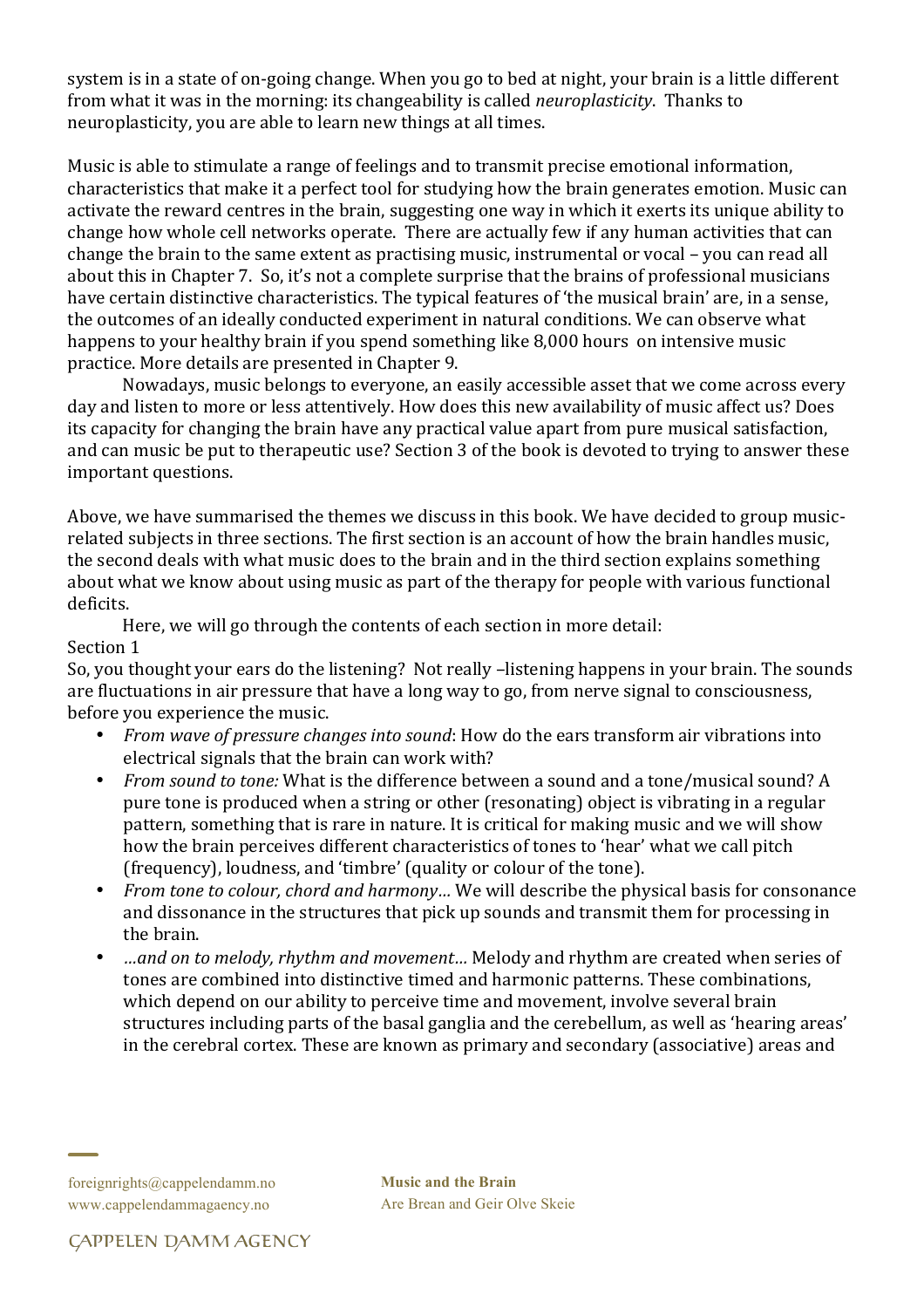system is in a state of on-going change. When you go to bed at night, your brain is a little different from what it was in the morning: its changeability is called *neuroplasticity*. Thanks to neuroplasticity, you are able to learn new things at all times.

Music is able to stimulate a range of feelings and to transmit precise emotional information, characteristics that make it a perfect tool for studying how the brain generates emotion. Music can activate the reward centres in the brain, suggesting one way in which it exerts its unique ability to change how whole cell networks operate. There are actually few if any human activities that can change the brain to the same extent as practising music, instrumental or vocal – you can read all about this in Chapter 7. So, it's not a complete surprise that the brains of professional musicians have certain distinctive characteristics. The typical features of 'the musical brain' are, in a sense, the outcomes of an ideally conducted experiment in natural conditions. We can observe what happens to your healthy brain if you spend something like 8,000 hours on intensive music practice. More details are presented in Chapter 9.

Nowadays, music belongs to everyone, an easily accessible asset that we come across every day and listen to more or less attentively. How does this new availability of music affect us? Does its capacity for changing the brain have any practical value apart from pure musical satisfaction, and can music be put to therapeutic use? Section 3 of the book is devoted to trying to answer these important questions.

Above, we have summarised the themes we discuss in this book. We have decided to group music-related subjects in three sections. The first section is an account of how the brain handles music, the second deals with what music does to the brain and in the third section explains something about what we know about using music as part of the therapy for people with various functional deficits.

Here, we will go through the contents of each section in more detail:

Section 1

So, you thought your ears do the listening? Not really –listening happens in your brain. The sounds are fluctuations in air pressure that have a long way to go, from nerve signal to consciousness, before you experience the music.

- *From wave of pressure changes into sound*: How do the ears transform air vibrations into electrical signals that the brain can work with?
- *From sound to tone:* What is the difference between a sound and a tone/musical sound? A pure tone is produced when a string or other (resonating) object is vibrating in a regular pattern, something that is rare in nature. It is critical for making music and we will show how the brain perceives different characteristics of tones to 'hear' what we call pitch (frequency), loudness, and 'timbre' (quality or colour of the tone).
- *From tone to colour, chord and harmony…* We will describe the physical basis for consonance and dissonance in the structures that pick up sounds and transmit them for processing in the brain.
- *…and on to melody, rhythm and movement…* Melody and rhythm are created when series of tones are combined into distinctive timed and harmonic patterns. These combinations, which depend on our ability to perceive time and movement, involve several brain structures including parts of the basal ganglia and the cerebellum, as well as 'hearing areas' in the cerebral cortex. These are known as primary and secondary (associative) areas and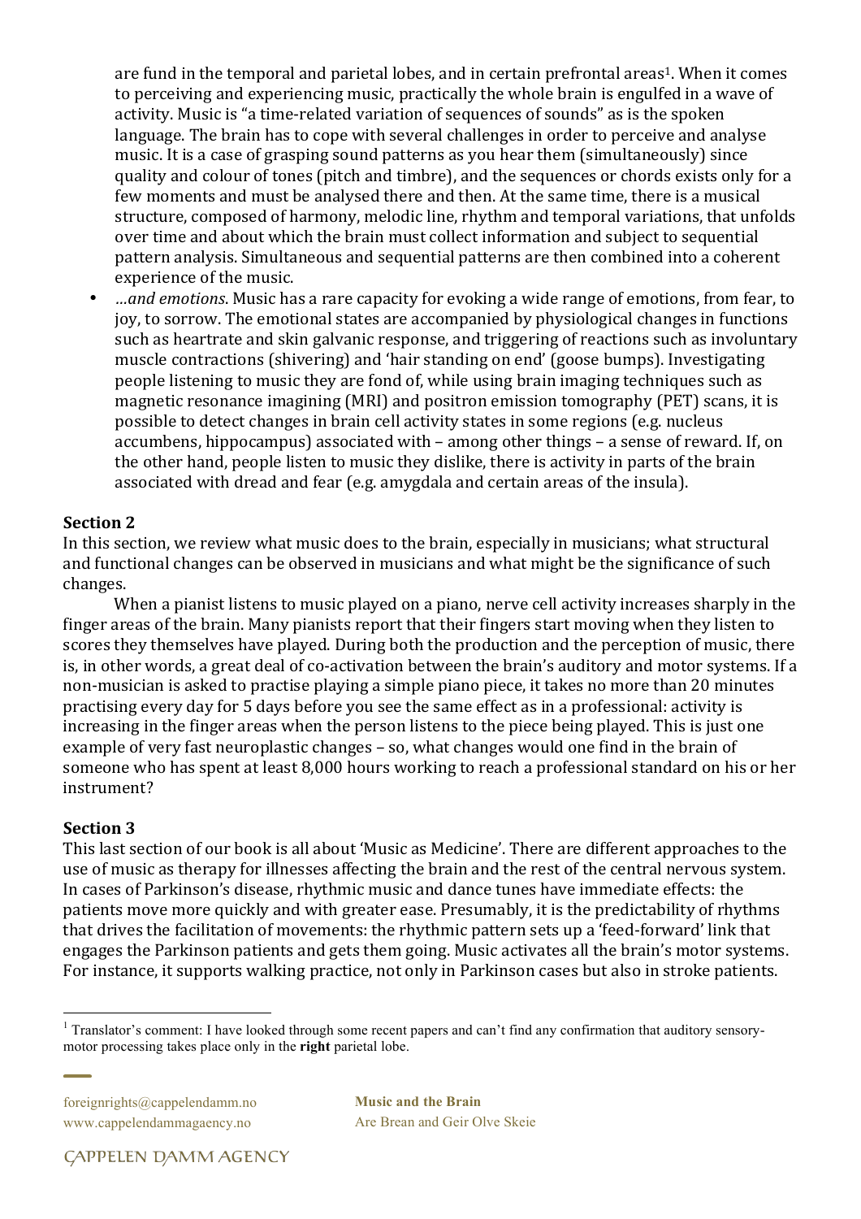are fund in the temporal and parietal lobes, and in certain prefrontal areas[1]. When it comes to perceiving and experiencing music, practically the whole brain is engulfed in a wave of activity. Music is "a time-related variation of sequences of sounds" as is the spoken language. The brain has to cope with several challenges in order to perceive and analyse music. It is a case of grasping sound patterns as you hear them (simultaneously) since quality and colour of tones (pitch and timbre), and the sequences or chords exists only for a few moments and must be analysed there and then. At the same time, there is a musical structure, composed of harmony, melodic line, rhythm and temporal variations, that unfolds over time and about which the brain must collect information and subject to sequential pattern analysis. Simultaneous and sequential patterns are then combined into a coherent experience of the music.

- *...and emotions*. Music has a rare capacity for evoking a wide range of emotions, from fear, to joy, to sorrow. The emotional states are accompanied by physiological changes in functions such as heartrate and skin galvanic response, and triggering of reactions such as involuntary muscle contractions (shivering) and 'hair standing on end' (goose bumps). Investigating people listening to music they are fond of, while using brain imaging techniques such as magnetic resonance imagining (MRI) and positron emission tomography (PET) scans, it is possible to detect changes in brain cell activity states in some regions (e.g. nucleus accumbens, hippocampus) associated with – among other things – a sense of reward. If, on the other hand, people listen to music they dislike, there is activity in parts of the brain associated with dread and fear (e.g. amygdala and certain areas of the insula).

**Section 2**

In this section, we review what music does to the brain, especially in musicians; what structural and functional changes can be observed in musicians and what might be the significance of such changes.

When a pianist listens to music played on a piano, nerve cell activity increases sharply in the finger areas of the brain. Many pianists report that their fingers start moving when they listen to scores they themselves have played. During both the production and the perception of music, there is, in other words, a great deal of co-activation between the brain's auditory and motor systems. If a non-musician is asked to practise playing a simple piano piece, it takes no more than 20 minutes practising every day for 5 days before you see the same effect as in a professional: activity is increasing in the finger areas when the person listens to the piece being played. This is just one example of very fast neuroplastic changes – so, what changes would one find in the brain of someone who has spent at least 8,000 hours working to reach a professional standard on his or her instrument?

**Section 3**

This last section of our book is all about 'Music as Medicine'. There are different approaches to the use of music as therapy for illnesses affecting the brain and the rest of the central nervous system. In cases of Parkinson's disease, rhythmic music and dance tunes have immediate effects: the patients move more quickly and with greater ease. Presumably, it is the predictability of rhythms that drives the facilitation of movements: the rhythmic pattern sets up a 'feed-forward' link that engages the Parkinson patients and gets them going. Music activates all the brain's motor systems. For instance, it supports walking practice, not only in Parkinson cases but also in stroke patients.

[1] Translator's comment: I have looked through some recent papers and can't find any confirmation that auditory sensory-motor processing takes place only in the **right** parietal lobe.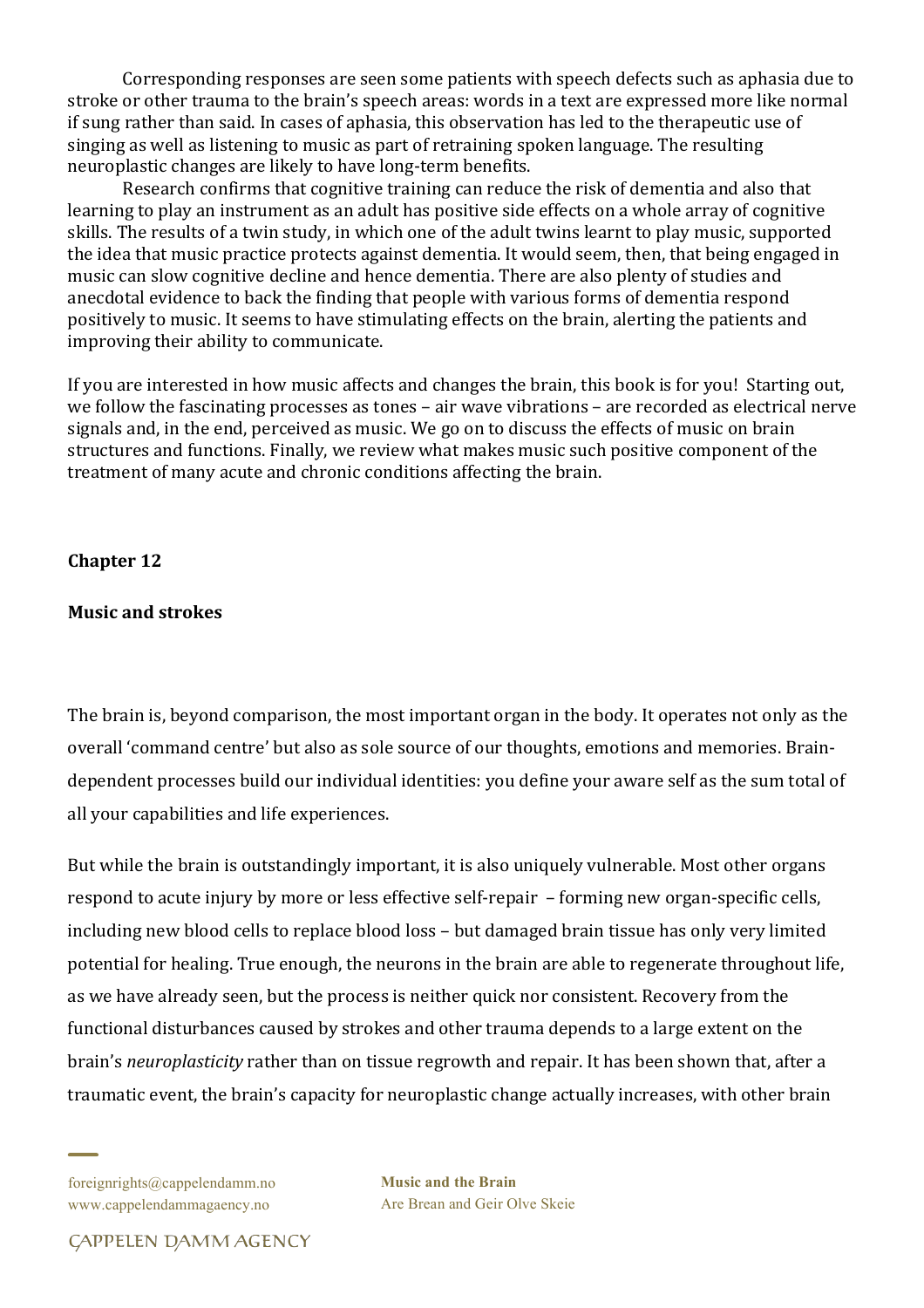Corresponding responses are seen some patients with speech defects such as aphasia due to stroke or other trauma to the brain's speech areas: words in a text are expressed more like normal if sung rather than said. In cases of aphasia, this observation has led to the therapeutic use of singing as well as listening to music as part of retraining spoken language. The resulting neuroplastic changes are likely to have long-term benefits.

Research confirms that cognitive training can reduce the risk of dementia and also that learning to play an instrument as an adult has positive side effects on a whole array of cognitive skills. The results of a twin study, in which one of the adult twins learnt to play music, supported the idea that music practice protects against dementia. It would seem, then, that being engaged in music can slow cognitive decline and hence dementia. There are also plenty of studies and anecdotal evidence to back the finding that people with various forms of dementia respond positively to music. It seems to have stimulating effects on the brain, alerting the patients and improving their ability to communicate.

If you are interested in how music affects and changes the brain, this book is for you! Starting out, we follow the fascinating processes as tones – air wave vibrations – are recorded as electrical nerve signals and, in the end, perceived as music. We go on to discuss the effects of music on brain structures and functions. Finally, we review what makes music such positive component of the treatment of many acute and chronic conditions affecting the brain.

## Chapter 12

### Music and strokes

The brain is, beyond comparison, the most important organ in the body. It operates not only as the overall 'command centre' but also as sole source of our thoughts, emotions and memories. Brain-dependent processes build our individual identities: you define your aware self as the sum total of all your capabilities and life experiences.

But while the brain is outstandingly important, it is also uniquely vulnerable. Most other organs respond to acute injury by more or less effective self-repair – forming new organ-specific cells, including new blood cells to replace blood loss – but damaged brain tissue has only very limited potential for healing. True enough, the neurons in the brain are able to regenerate throughout life, as we have already seen, but the process is neither quick nor consistent. Recovery from the functional disturbances caused by strokes and other trauma depends to a large extent on the brain's *neuroplasticity* rather than on tissue regrowth and repair. It has been shown that, after a traumatic event, the brain's capacity for neuroplastic change actually increases, with other brain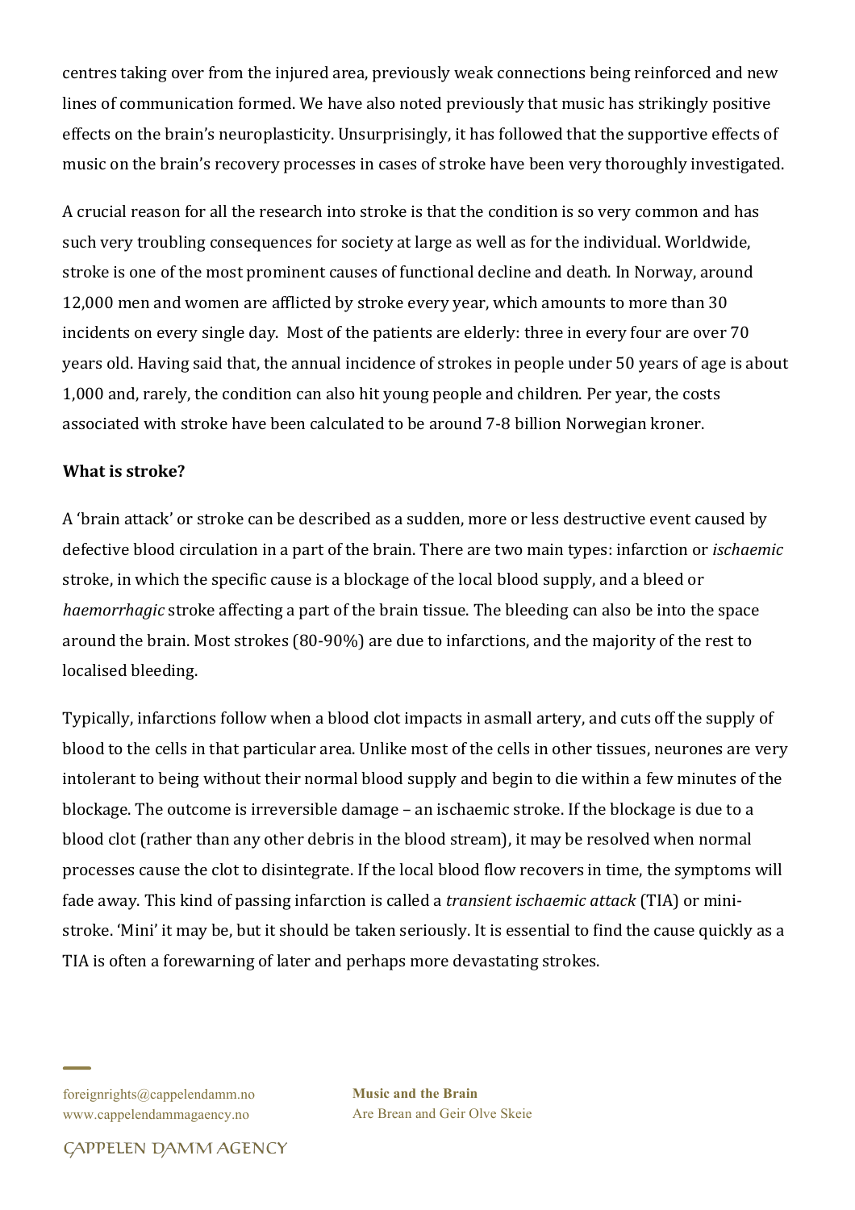centres taking over from the injured area, previously weak connections being reinforced and new lines of communication formed. We have also noted previously that music has strikingly positive effects on the brain's neuroplasticity. Unsurprisingly, it has followed that the supportive effects of music on the brain's recovery processes in cases of stroke have been very thoroughly investigated.

A crucial reason for all the research into stroke is that the condition is so very common and has such very troubling consequences for society at large as well as for the individual. Worldwide, stroke is one of the most prominent causes of functional decline and death. In Norway, around 12,000 men and women are afflicted by stroke every year, which amounts to more than 30 incidents on every single day. Most of the patients are elderly: three in every four are over 70 years old. Having said that, the annual incidence of strokes in people under 50 years of age is about 1,000 and, rarely, the condition can also hit young people and children. Per year, the costs associated with stroke have been calculated to be around 7-8 billion Norwegian kroner.

**What is stroke?**

A 'brain attack' or stroke can be described as a sudden, more or less destructive event caused by defective blood circulation in a part of the brain. There are two main types: infarction or *ischaemic* stroke, in which the specific cause is a blockage of the local blood supply, and a bleed or *haemorrhagic* stroke affecting a part of the brain tissue. The bleeding can also be into the space around the brain. Most strokes (80-90%) are due to infarctions, and the majority of the rest to localised bleeding.

Typically, infarctions follow when a blood clot impacts in asmall artery, and cuts off the supply of blood to the cells in that particular area. Unlike most of the cells in other tissues, neurones are very intolerant to being without their normal blood supply and begin to die within a few minutes of the blockage. The outcome is irreversible damage – an ischaemic stroke. If the blockage is due to a blood clot (rather than any other debris in the blood stream), it may be resolved when normal processes cause the clot to disintegrate. If the local blood flow recovers in time, the symptoms will fade away. This kind of passing infarction is called a *transient ischaemic attack* (TIA) or mini-stroke. 'Mini' it may be, but it should be taken seriously. It is essential to find the cause quickly as a TIA is often a forewarning of later and perhaps more devastating strokes.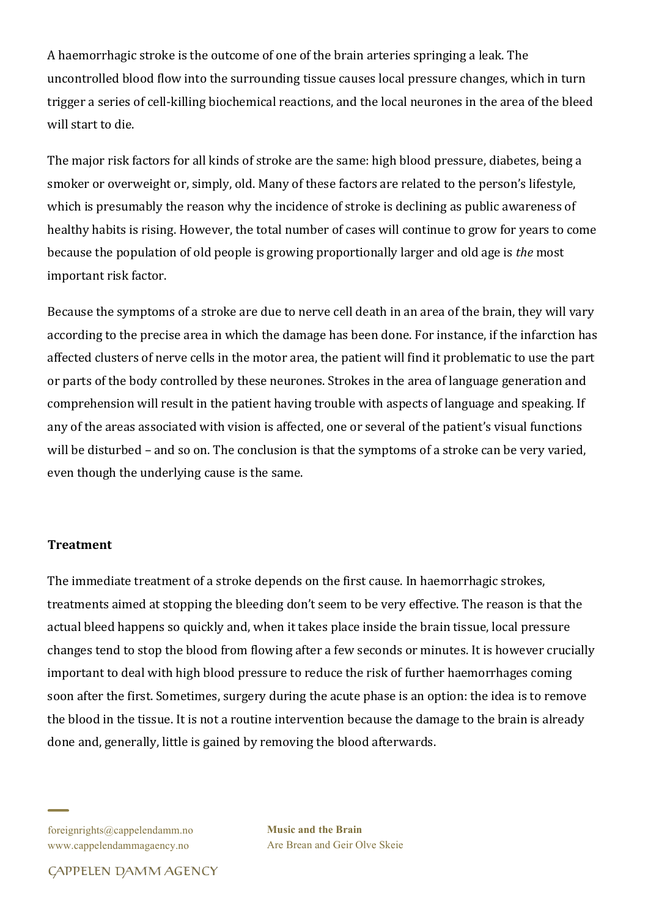A haemorrhagic stroke is the outcome of one of the brain arteries springing a leak. The uncontrolled blood flow into the surrounding tissue causes local pressure changes, which in turn trigger a series of cell-killing biochemical reactions, and the local neurones in the area of the bleed will start to die.

The major risk factors for all kinds of stroke are the same: high blood pressure, diabetes, being a smoker or overweight or, simply, old. Many of these factors are related to the person's lifestyle, which is presumably the reason why the incidence of stroke is declining as public awareness of healthy habits is rising. However, the total number of cases will continue to grow for years to come because the population of old people is growing proportionally larger and old age is *the* most important risk factor.

Because the symptoms of a stroke are due to nerve cell death in an area of the brain, they will vary according to the precise area in which the damage has been done. For instance, if the infarction has affected clusters of nerve cells in the motor area, the patient will find it problematic to use the part or parts of the body controlled by these neurones. Strokes in the area of language generation and comprehension will result in the patient having trouble with aspects of language and speaking. If any of the areas associated with vision is affected, one or several of the patient's visual functions will be disturbed – and so on. The conclusion is that the symptoms of a stroke can be very varied, even though the underlying cause is the same.

**Treatment**

The immediate treatment of a stroke depends on the first cause. In haemorrhagic strokes, treatments aimed at stopping the bleeding don't seem to be very effective. The reason is that the actual bleed happens so quickly and, when it takes place inside the brain tissue, local pressure changes tend to stop the blood from flowing after a few seconds or minutes. It is however crucially important to deal with high blood pressure to reduce the risk of further haemorrhages coming soon after the first. Sometimes, surgery during the acute phase is an option: the idea is to remove the blood in the tissue. It is not a routine intervention because the damage to the brain is already done and, generally, little is gained by removing the blood afterwards.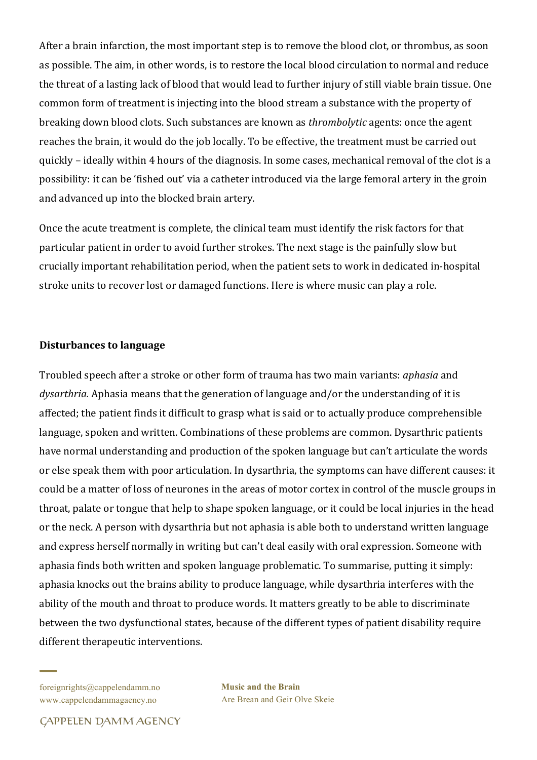After a brain infarction, the most important step is to remove the blood clot, or thrombus, as soon as possible. The aim, in other words, is to restore the local blood circulation to normal and reduce the threat of a lasting lack of blood that would lead to further injury of still viable brain tissue. One common form of treatment is injecting into the blood stream a substance with the property of breaking down blood clots. Such substances are known as *thrombolytic* agents: once the agent reaches the brain, it would do the job locally. To be effective, the treatment must be carried out quickly – ideally within 4 hours of the diagnosis. In some cases, mechanical removal of the clot is a possibility: it can be 'fished out' via a catheter introduced via the large femoral artery in the groin and advanced up into the blocked brain artery.

Once the acute treatment is complete, the clinical team must identify the risk factors for that particular patient in order to avoid further strokes. The next stage is the painfully slow but crucially important rehabilitation period, when the patient sets to work in dedicated in-hospital stroke units to recover lost or damaged functions. Here is where music can play a role.

**Disturbances to language**

Troubled speech after a stroke or other form of trauma has two main variants: *aphasia* and *dysarthria.* Aphasia means that the generation of language and/or the understanding of it is affected; the patient finds it difficult to grasp what is said or to actually produce comprehensible language, spoken and written. Combinations of these problems are common. Dysarthric patients have normal understanding and production of the spoken language but can't articulate the words or else speak them with poor articulation. In dysarthria, the symptoms can have different causes: it could be a matter of loss of neurones in the areas of motor cortex in control of the muscle groups in throat, palate or tongue that help to shape spoken language, or it could be local injuries in the head or the neck. A person with dysarthria but not aphasia is able both to understand written language and express herself normally in writing but can't deal easily with oral expression. Someone with aphasia finds both written and spoken language problematic. To summarise, putting it simply: aphasia knocks out the brains ability to produce language, while dysarthria interferes with the ability of the mouth and throat to produce words. It matters greatly to be able to discriminate between the two dysfunctional states, because of the different types of patient disability require different therapeutic interventions.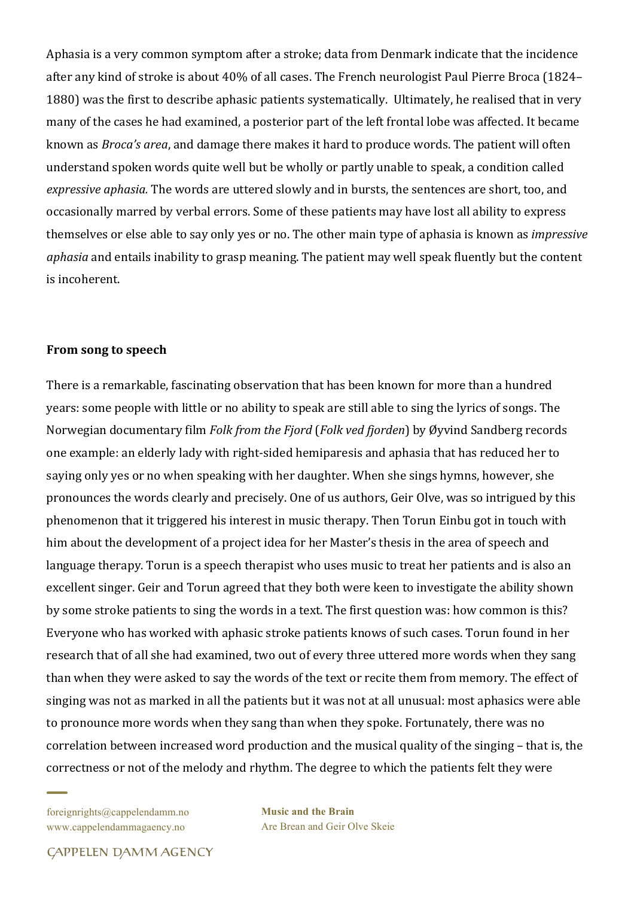Aphasia is a very common symptom after a stroke; data from Denmark indicate that the incidence after any kind of stroke is about 40% of all cases. The French neurologist Paul Pierre Broca (1824–1880) was the first to describe aphasic patients systematically. Ultimately, he realised that in very many of the cases he had examined, a posterior part of the left frontal lobe was affected. It became known as *Broca's area*, and damage there makes it hard to produce words. The patient will often understand spoken words quite well but be wholly or partly unable to speak, a condition called *expressive aphasia.* The words are uttered slowly and in bursts, the sentences are short, too, and occasionally marred by verbal errors. Some of these patients may have lost all ability to express themselves or else able to say only yes or no. The other main type of aphasia is known as *impressive aphasia* and entails inability to grasp meaning. The patient may well speak fluently but the content is incoherent.

**From song to speech**

There is a remarkable, fascinating observation that has been known for more than a hundred years: some people with little or no ability to speak are still able to sing the lyrics of songs. The Norwegian documentary film *Folk from the Fjord* (*Folk ved fjorden*) by Øyvind Sandberg records one example: an elderly lady with right-sided hemiparesis and aphasia that has reduced her to saying only yes or no when speaking with her daughter. When she sings hymns, however, she pronounces the words clearly and precisely. One of us authors, Geir Olve, was so intrigued by this phenomenon that it triggered his interest in music therapy. Then Torun Einbu got in touch with him about the development of a project idea for her Master's thesis in the area of speech and language therapy. Torun is a speech therapist who uses music to treat her patients and is also an excellent singer. Geir and Torun agreed that they both were keen to investigate the ability shown by some stroke patients to sing the words in a text. The first question was: how common is this? Everyone who has worked with aphasic stroke patients knows of such cases. Torun found in her research that of all she had examined, two out of every three uttered more words when they sang than when they were asked to say the words of the text or recite them from memory. The effect of singing was not as marked in all the patients but it was not at all unusual: most aphasics were able to pronounce more words when they sang than when they spoke. Fortunately, there was no correlation between increased word production and the musical quality of the singing – that is, the correctness or not of the melody and rhythm. The degree to which the patients felt they were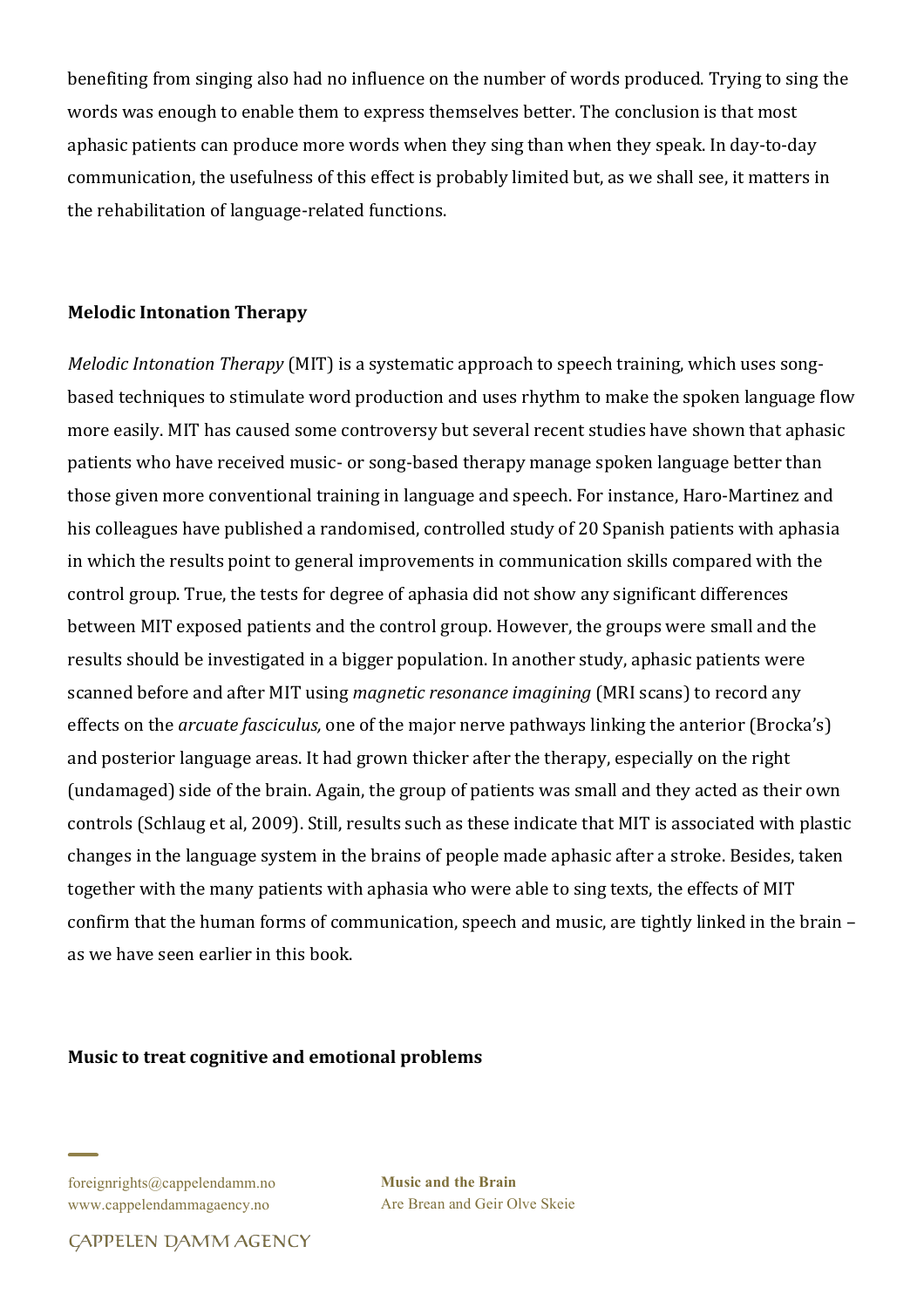benefiting from singing also had no influence on the number of words produced. Trying to sing the words was enough to enable them to express themselves better. The conclusion is that most aphasic patients can produce more words when they sing than when they speak. In day-to-day communication, the usefulness of this effect is probably limited but, as we shall see, it matters in the rehabilitation of language-related functions.

**Melodic Intonation Therapy**

*Melodic Intonation Therapy* (MIT) is a systematic approach to speech training, which uses song-based techniques to stimulate word production and uses rhythm to make the spoken language flow more easily. MIT has caused some controversy but several recent studies have shown that aphasic patients who have received music- or song-based therapy manage spoken language better than those given more conventional training in language and speech. For instance, Haro-Martinez and his colleagues have published a randomised, controlled study of 20 Spanish patients with aphasia in which the results point to general improvements in communication skills compared with the control group. True, the tests for degree of aphasia did not show any significant differences between MIT exposed patients and the control group. However, the groups were small and the results should be investigated in a bigger population. In another study, aphasic patients were scanned before and after MIT using *magnetic resonance imagining* (MRI scans) to record any effects on the *arcuate fasciculus,* one of the major nerve pathways linking the anterior (Brocka's) and posterior language areas. It had grown thicker after the therapy, especially on the right (undamaged) side of the brain. Again, the group of patients was small and they acted as their own controls (Schlaug et al, 2009). Still, results such as these indicate that MIT is associated with plastic changes in the language system in the brains of people made aphasic after a stroke. Besides, taken together with the many patients with aphasia who were able to sing texts, the effects of MIT confirm that the human forms of communication, speech and music, are tightly linked in the brain – as we have seen earlier in this book.

**Music to treat cognitive and emotional problems**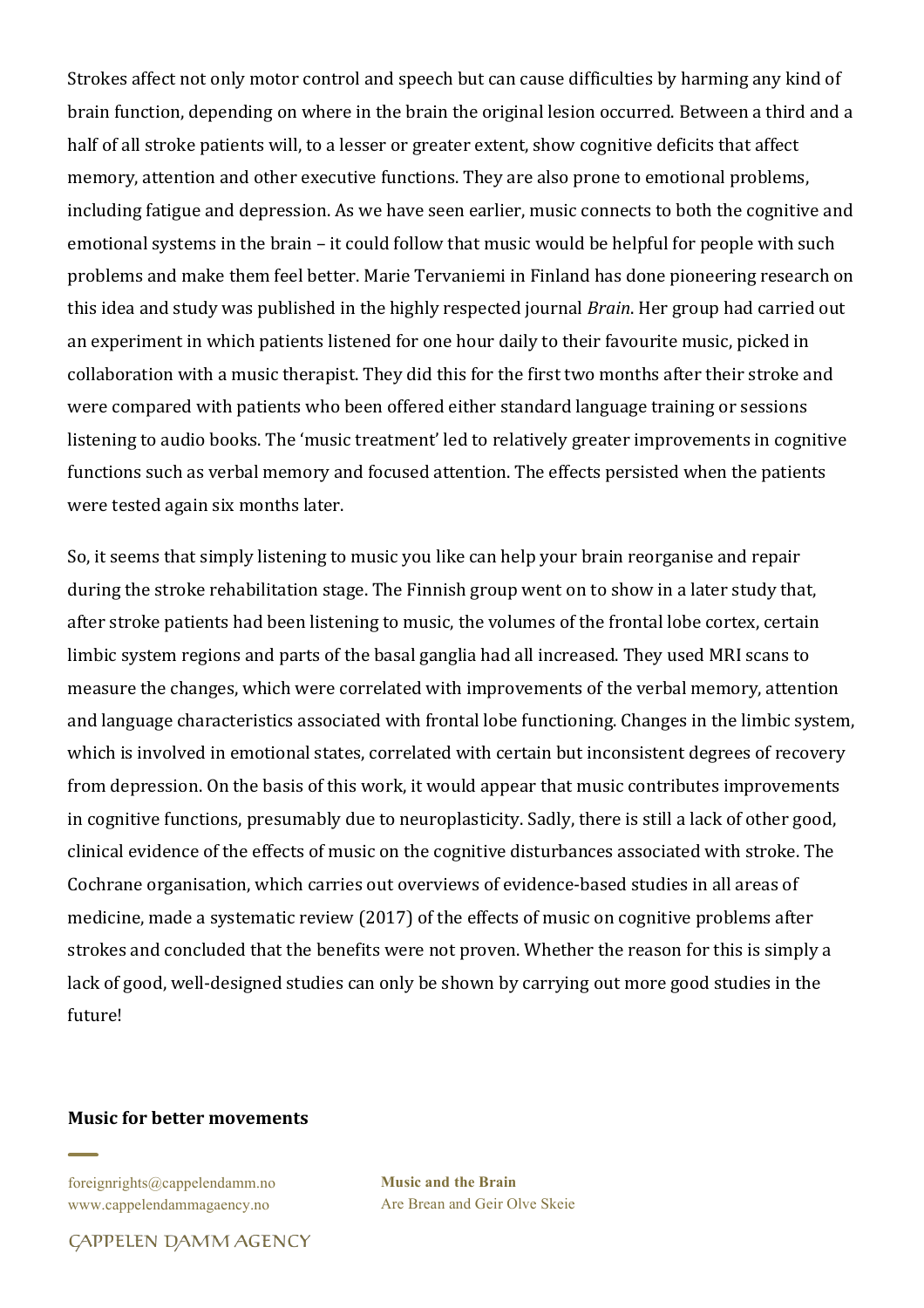Strokes affect not only motor control and speech but can cause difficulties by harming any kind of brain function, depending on where in the brain the original lesion occurred. Between a third and a half of all stroke patients will, to a lesser or greater extent, show cognitive deficits that affect memory, attention and other executive functions. They are also prone to emotional problems, including fatigue and depression. As we have seen earlier, music connects to both the cognitive and emotional systems in the brain – it could follow that music would be helpful for people with such problems and make them feel better. Marie Tervaniemi in Finland has done pioneering research on this idea and study was published in the highly respected journal *Brain*. Her group had carried out an experiment in which patients listened for one hour daily to their favourite music, picked in collaboration with a music therapist. They did this for the first two months after their stroke and were compared with patients who been offered either standard language training or sessions listening to audio books. The 'music treatment' led to relatively greater improvements in cognitive functions such as verbal memory and focused attention. The effects persisted when the patients were tested again six months later.

So, it seems that simply listening to music you like can help your brain reorganise and repair during the stroke rehabilitation stage. The Finnish group went on to show in a later study that, after stroke patients had been listening to music, the volumes of the frontal lobe cortex, certain limbic system regions and parts of the basal ganglia had all increased. They used MRI scans to measure the changes, which were correlated with improvements of the verbal memory, attention and language characteristics associated with frontal lobe functioning. Changes in the limbic system, which is involved in emotional states, correlated with certain but inconsistent degrees of recovery from depression. On the basis of this work, it would appear that music contributes improvements in cognitive functions, presumably due to neuroplasticity. Sadly, there is still a lack of other good, clinical evidence of the effects of music on the cognitive disturbances associated with stroke. The Cochrane organisation, which carries out overviews of evidence-based studies in all areas of medicine, made a systematic review (2017) of the effects of music on cognitive problems after strokes and concluded that the benefits were not proven. Whether the reason for this is simply a lack of good, well-designed studies can only be shown by carrying out more good studies in the future!

**Music for better movements**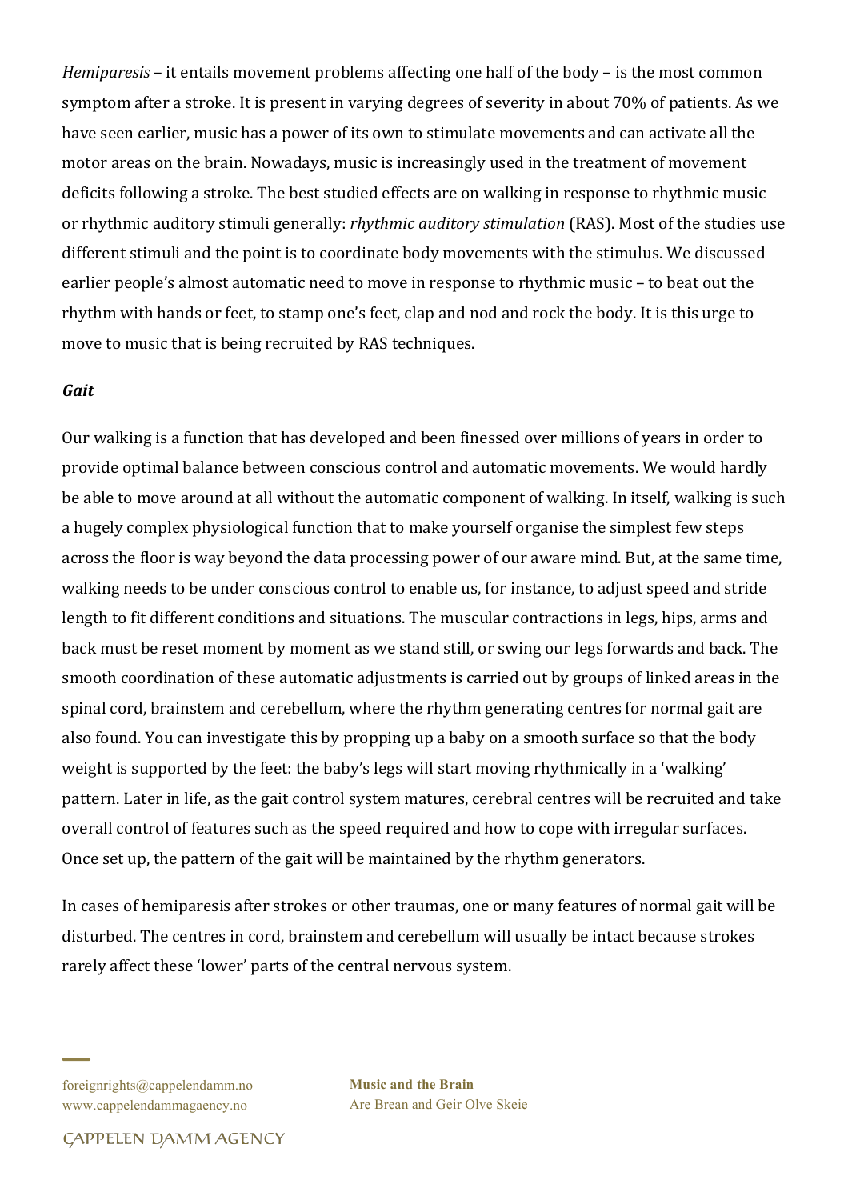*Hemiparesis* – it entails movement problems affecting one half of the body – is the most common symptom after a stroke. It is present in varying degrees of severity in about 70% of patients. As we have seen earlier, music has a power of its own to stimulate movements and can activate all the motor areas on the brain. Nowadays, music is increasingly used in the treatment of movement deficits following a stroke. The best studied effects are on walking in response to rhythmic music or rhythmic auditory stimuli generally: *rhythmic auditory stimulation* (RAS). Most of the studies use different stimuli and the point is to coordinate body movements with the stimulus. We discussed earlier people's almost automatic need to move in response to rhythmic music – to beat out the rhythm with hands or feet, to stamp one's feet, clap and nod and rock the body. It is this urge to move to music that is being recruited by RAS techniques.

### ***Gait***

Our walking is a function that has developed and been finessed over millions of years in order to provide optimal balance between conscious control and automatic movements. We would hardly be able to move around at all without the automatic component of walking. In itself, walking is such a hugely complex physiological function that to make yourself organise the simplest few steps across the floor is way beyond the data processing power of our aware mind. But, at the same time, walking needs to be under conscious control to enable us, for instance, to adjust speed and stride length to fit different conditions and situations. The muscular contractions in legs, hips, arms and back must be reset moment by moment as we stand still, or swing our legs forwards and back. The smooth coordination of these automatic adjustments is carried out by groups of linked areas in the spinal cord, brainstem and cerebellum, where the rhythm generating centres for normal gait are also found. You can investigate this by propping up a baby on a smooth surface so that the body weight is supported by the feet: the baby's legs will start moving rhythmically in a 'walking' pattern. Later in life, as the gait control system matures, cerebral centres will be recruited and take overall control of features such as the speed required and how to cope with irregular surfaces. Once set up, the pattern of the gait will be maintained by the rhythm generators.

In cases of hemiparesis after strokes or other traumas, one or many features of normal gait will be disturbed. The centres in cord, brainstem and cerebellum will usually be intact because strokes rarely affect these 'lower' parts of the central nervous system.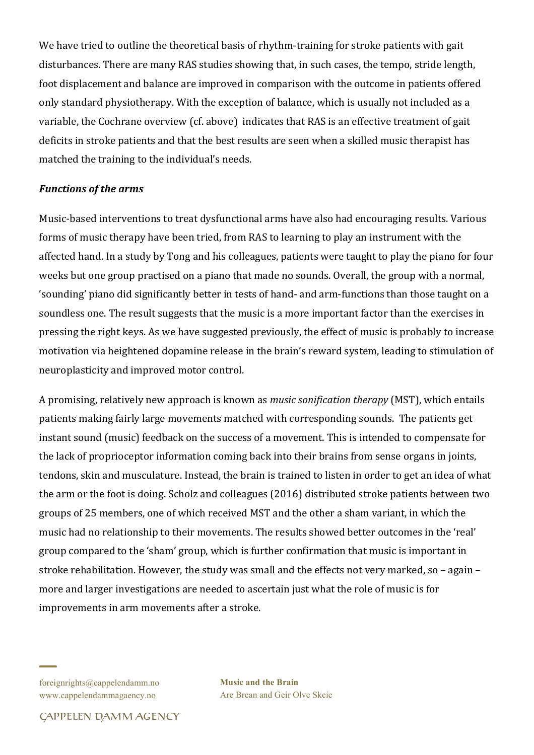We have tried to outline the theoretical basis of rhythm-training for stroke patients with gait disturbances. There are many RAS studies showing that, in such cases, the tempo, stride length, foot displacement and balance are improved in comparison with the outcome in patients offered only standard physiotherapy. With the exception of balance, which is usually not included as a variable, the Cochrane overview (cf. above) indicates that RAS is an effective treatment of gait deficits in stroke patients and that the best results are seen when a skilled music therapist has matched the training to the individual's needs.

***Functions of the arms***

Music-based interventions to treat dysfunctional arms have also had encouraging results. Various forms of music therapy have been tried, from RAS to learning to play an instrument with the affected hand. In a study by Tong and his colleagues, patients were taught to play the piano for four weeks but one group practised on a piano that made no sounds. Overall, the group with a normal, 'sounding' piano did significantly better in tests of hand- and arm-functions than those taught on a soundless one. The result suggests that the music is a more important factor than the exercises in pressing the right keys. As we have suggested previously, the effect of music is probably to increase motivation via heightened dopamine release in the brain's reward system, leading to stimulation of neuroplasticity and improved motor control.

A promising, relatively new approach is known as *music sonification therapy* (MST), which entails patients making fairly large movements matched with corresponding sounds. The patients get instant sound (music) feedback on the success of a movement. This is intended to compensate for the lack of proprioceptor information coming back into their brains from sense organs in joints, tendons, skin and musculature. Instead, the brain is trained to listen in order to get an idea of what the arm or the foot is doing. Scholz and colleagues (2016) distributed stroke patients between two groups of 25 members, one of which received MST and the other a sham variant, in which the music had no relationship to their movements. The results showed better outcomes in the 'real' group compared to the 'sham' group, which is further confirmation that music is important in stroke rehabilitation. However, the study was small and the effects not very marked, so – again – more and larger investigations are needed to ascertain just what the role of music is for improvements in arm movements after a stroke.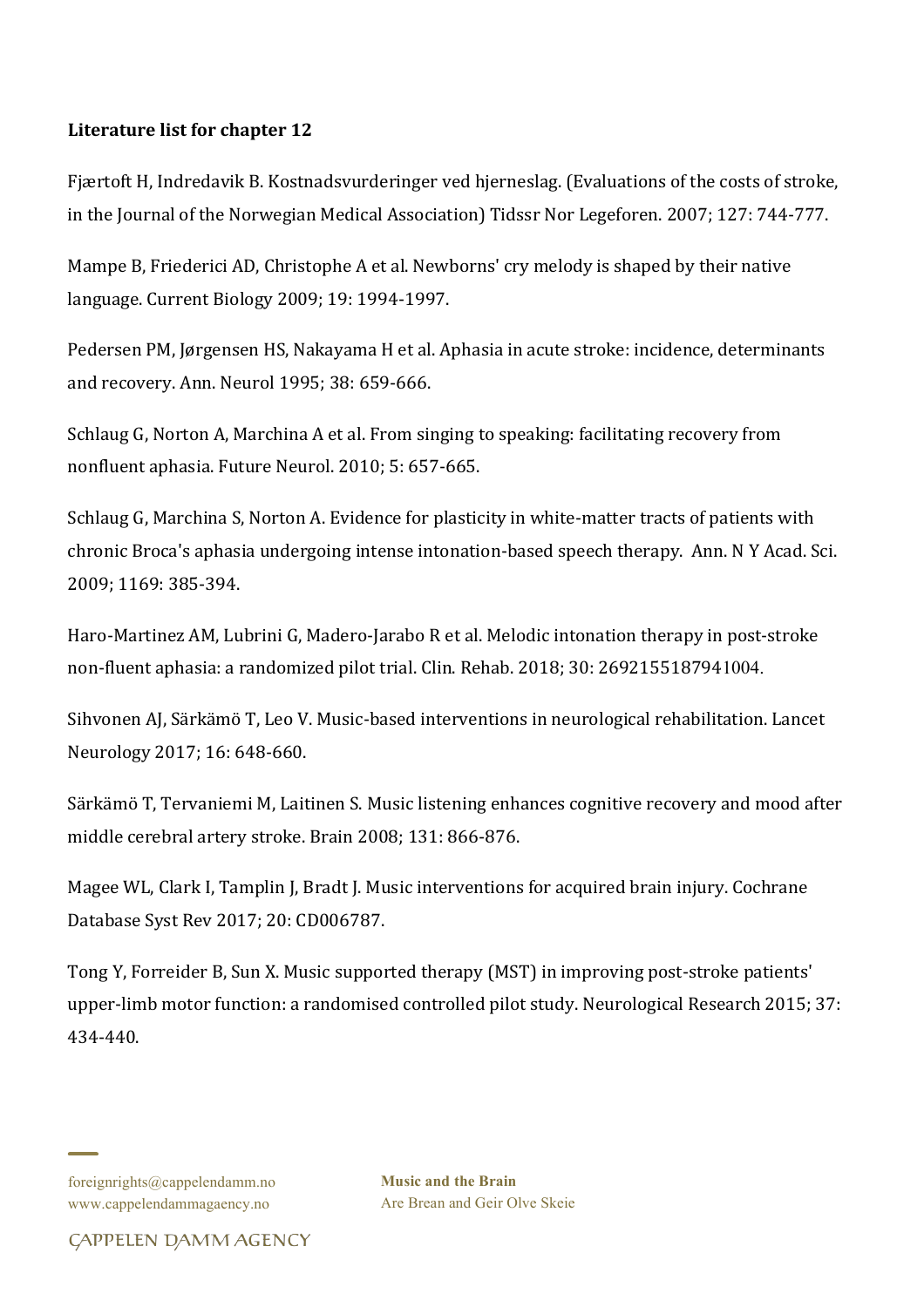**Literature list for chapter 12**

Fjærtoft H, Indredavik B. Kostnadsvurderinger ved hjerneslag. (Evaluations of the costs of stroke, in the Journal of the Norwegian Medical Association) Tidssr Nor Legeforen. 2007; 127: 744-777.

Mampe B, Friederici AD, Christophe A et al. Newborns' cry melody is shaped by their native language. Current Biology 2009; 19: 1994-1997.

Pedersen PM, Jørgensen HS, Nakayama H et al. Aphasia in acute stroke: incidence, determinants and recovery. Ann. Neurol 1995; 38: 659-666.

Schlaug G, Norton A, Marchina A et al. From singing to speaking: facilitating recovery from nonfluent aphasia. Future Neurol. 2010; 5: 657-665.

Schlaug G, Marchina S, Norton A. Evidence for plasticity in white-matter tracts of patients with chronic Broca's aphasia undergoing intense intonation-based speech therapy. Ann. N Y Acad. Sci. 2009; 1169: 385-394.

Haro-Martinez AM, Lubrini G, Madero-Jarabo R et al. Melodic intonation therapy in post-stroke non-fluent aphasia: a randomized pilot trial. Clin. Rehab. 2018; 30: 2692155187941004.

Sihvonen AJ, Särkämö T, Leo V. Music-based interventions in neurological rehabilitation. Lancet Neurology 2017; 16: 648-660.

Särkämö T, Tervaniemi M, Laitinen S. Music listening enhances cognitive recovery and mood after middle cerebral artery stroke. Brain 2008; 131: 866-876.

Magee WL, Clark I, Tamplin J, Bradt J. Music interventions for acquired brain injury. Cochrane Database Syst Rev 2017; 20: CD006787.

Tong Y, Forreider B, Sun X. Music supported therapy (MST) in improving post-stroke patients' upper-limb motor function: a randomised controlled pilot study. Neurological Research 2015; 37: 434-440.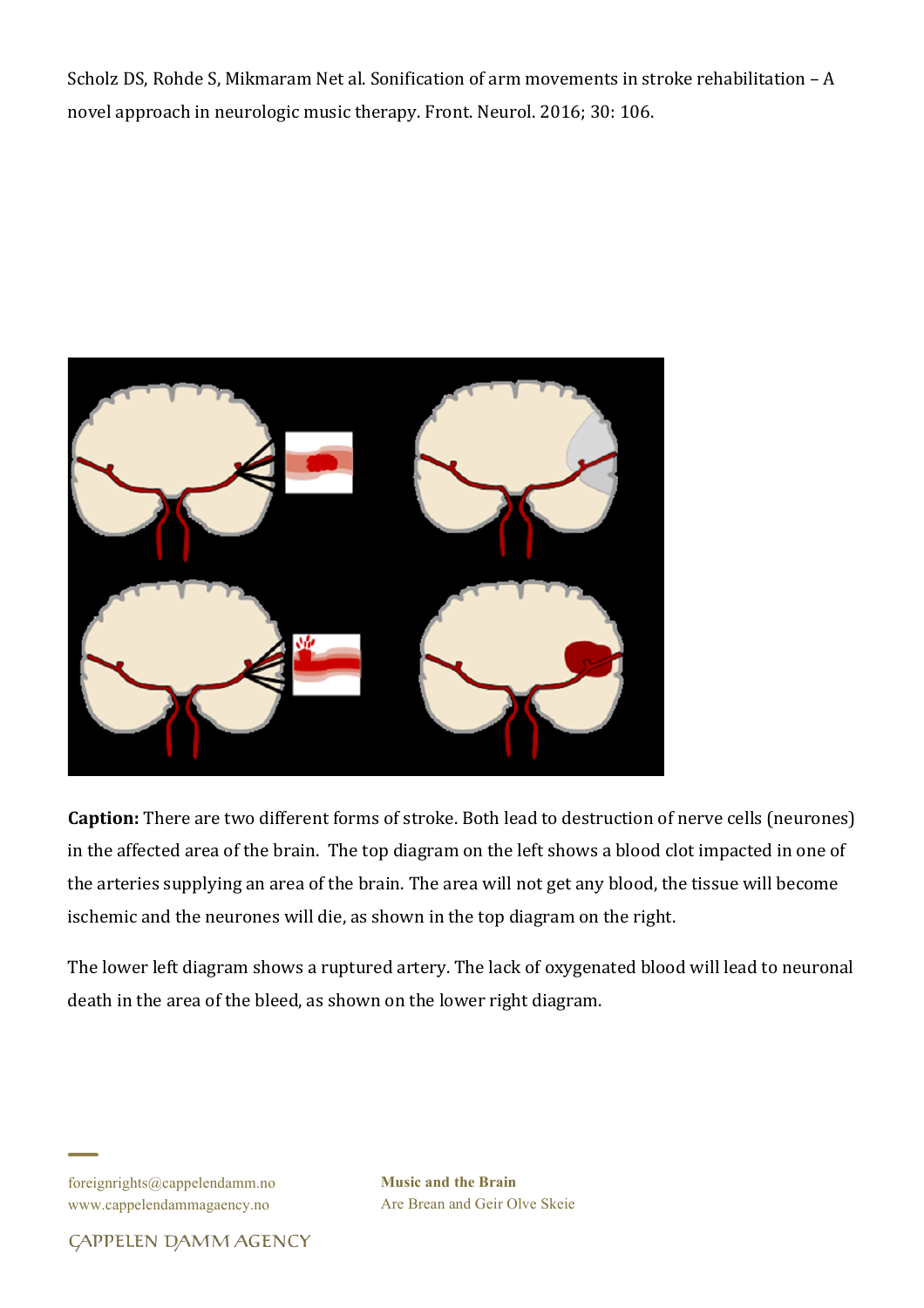Scholz DS, Rohde S, Mikmaram Net al. Sonification of arm movements in stroke rehabilitation – A novel approach in neurologic music therapy. Front. Neurol. 2016; 30: 106.

**Caption:** There are two different forms of stroke. Both lead to destruction of nerve cells (neurones) in the affected area of the brain. The top diagram on the left shows a blood clot impacted in one of the arteries supplying an area of the brain. The area will not get any blood, the tissue will become ischemic and the neurones will die, as shown in the top diagram on the right.

The lower left diagram shows a ruptured artery. The lack of oxygenated blood will lead to neuronal death in the area of the bleed, as shown on the lower right diagram.